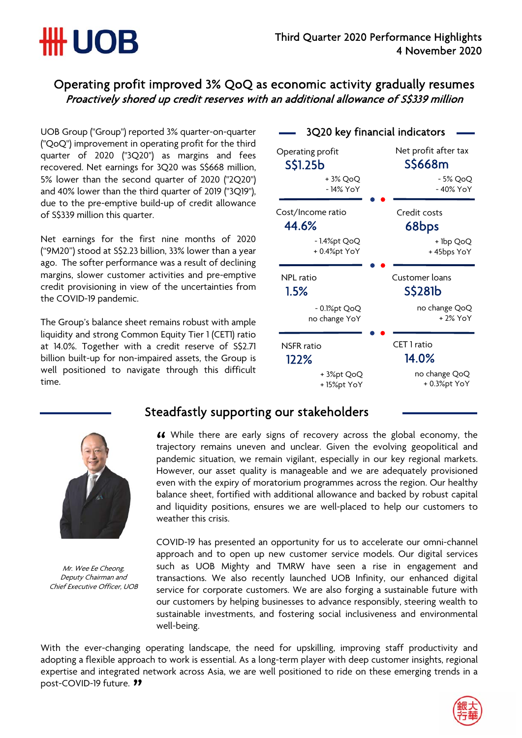Third Quarter 2020 Performance Highlights
4 November 2020

# Operating profit improved 3% QoQ as economic activity gradually resumes

***Proactively shored up credit reserves with an additional allowance of S$339 million***

UOB Group ("Group") reported 3% quarter-on-quarter ("QoQ") improvement in operating profit for the third quarter of 2020 ("3Q20") as margins and fees recovered. Net earnings for 3Q20 was S$668 million, 5% lower than the second quarter of 2020 ("2Q20") and 40% lower than the third quarter of 2019 ("3Q19"), due to the pre-emptive build-up of credit allowance of S$339 million this quarter.

Net earnings for the first nine months of 2020 ("9M20") stood at S$2.23 billion, 33% lower than a year ago. The softer performance was a result of declining margins, slower customer activities and pre-emptive credit provisioning in view of the uncertainties from the COVID-19 pandemic.

The Group's balance sheet remains robust with ample liquidity and strong Common Equity Tier 1 (CET1) ratio at 14.0%. Together with a credit reserve of S$2.71 billion built-up for non-impaired assets, the Group is well positioned to navigate through this difficult time.

## 3Q20 key financial indicators

| Indicator | Value | QoQ | YoY |
|---|---|---|---|
| Operating profit | S$1.25b | + 3% QoQ | - 14% YoY |
| Net profit after tax | S$668m | - 5% QoQ | - 40% YoY |
| Cost/Income ratio | 44.6% | - 1.4%pt QoQ | + 0.4%pt YoY |
| Credit costs | 68bps | + 1bp QoQ | + 45bps YoY |
| NPL ratio | 1.5% | - 0.1%pt QoQ | no change YoY |
| Customer loans | S$281b | no change QoQ | + 2% YoY |
| NSFR ratio | 122% | + 3%pt QoQ | + 15%pt YoY |
| CET 1 ratio | 14.0% | no change QoQ | + 0.3%pt YoY |

## Steadfastly supporting our stakeholders

*Mr. Wee Ee Cheong, Deputy Chairman and Chief Executive Officer, UOB*

" While there are early signs of recovery across the global economy, the trajectory remains uneven and unclear. Given the evolving geopolitical and pandemic situation, we remain vigilant, especially in our key regional markets. However, our asset quality is manageable and we are adequately provisioned even with the expiry of moratorium programmes across the region. Our healthy balance sheet, fortified with additional allowance and backed by robust capital and liquidity positions, ensures we are well-placed to help our customers to weather this crisis.

COVID-19 has presented an opportunity for us to accelerate our omni-channel approach and to open up new customer service models. Our digital services such as UOB Mighty and TMRW have seen a rise in engagement and transactions. We also recently launched UOB Infinity, our enhanced digital service for corporate customers. We are also forging a sustainable future with our customers by helping businesses to advance responsibly, steering wealth to sustainable investments, and fostering social inclusiveness and environmental well-being.

With the ever-changing operating landscape, the need for upskilling, improving staff productivity and adopting a flexible approach to work is essential. As a long-term player with deep customer insights, regional expertise and integrated network across Asia, we are well positioned to ride on these emerging trends in a post-COVID-19 future. "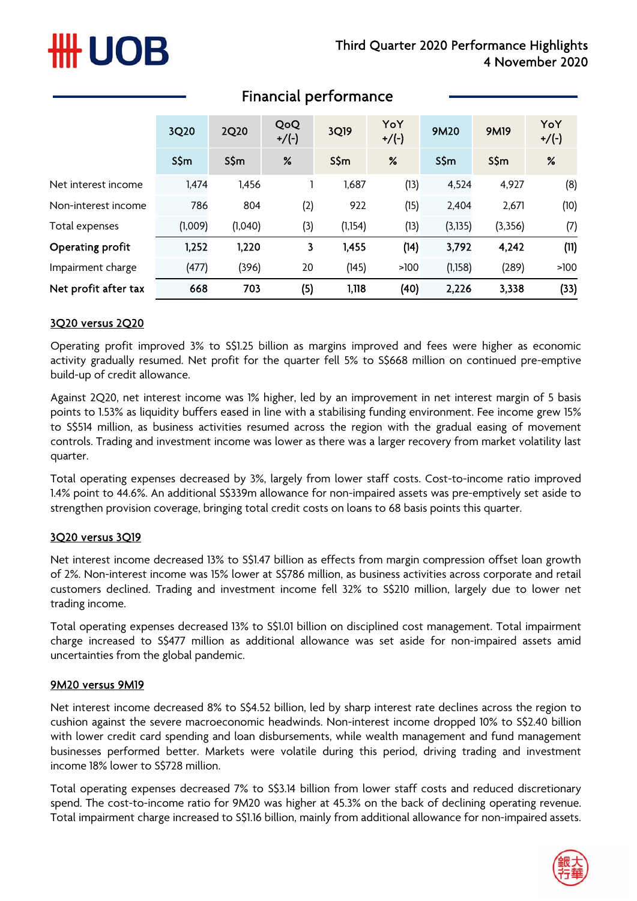## Financial performance

| | 3Q20 | 2Q20 | QoQ +/(-) | 3Q19 | YoY +/(-) | 9M20 | 9M19 | YoY +/(-) |
|---|---|---|---|---|---|---|---|---|
| | S$m | S$m | % | S$m | % | S$m | S$m | % |
| Net interest income | 1,474 | 1,456 | 1 | 1,687 | (13) | 4,524 | 4,927 | (8) |
| Non-interest income | 786 | 804 | (2) | 922 | (15) | 2,404 | 2,671 | (10) |
| Total expenses | (1,009) | (1,040) | (3) | (1,154) | (13) | (3,135) | (3,356) | (7) |
| **Operating profit** | **1,252** | **1,220** | **3** | **1,455** | **(14)** | **3,792** | **4,242** | **(11)** |
| Impairment charge | (477) | (396) | 20 | (145) | >100 | (1,158) | (289) | >100 |
| **Net profit after tax** | **668** | **703** | **(5)** | **1,118** | **(40)** | **2,226** | **3,338** | **(33)** |

### 3Q20 versus 2Q20

Operating profit improved 3% to S$1.25 billion as margins improved and fees were higher as economic activity gradually resumed. Net profit for the quarter fell 5% to S$668 million on continued pre-emptive build-up of credit allowance.

Against 2Q20, net interest income was 1% higher, led by an improvement in net interest margin of 5 basis points to 1.53% as liquidity buffers eased in line with a stabilising funding environment. Fee income grew 15% to S$514 million, as business activities resumed across the region with the gradual easing of movement controls. Trading and investment income was lower as there was a larger recovery from market volatility last quarter.

Total operating expenses decreased by 3%, largely from lower staff costs. Cost-to-income ratio improved 1.4% point to 44.6%. An additional S$339m allowance for non-impaired assets was pre-emptively set aside to strengthen provision coverage, bringing total credit costs on loans to 68 basis points this quarter.

### 3Q20 versus 3Q19

Net interest income decreased 13% to S$1.47 billion as effects from margin compression offset loan growth of 2%. Non-interest income was 15% lower at S$786 million, as business activities across corporate and retail customers declined. Trading and investment income fell 32% to S$210 million, largely due to lower net trading income.

Total operating expenses decreased 13% to S$1.01 billion on disciplined cost management. Total impairment charge increased to S$477 million as additional allowance was set aside for non-impaired assets amid uncertainties from the global pandemic.

### 9M20 versus 9M19

Net interest income decreased 8% to S$4.52 billion, led by sharp interest rate declines across the region to cushion against the severe macroeconomic headwinds. Non-interest income dropped 10% to S$2.40 billion with lower credit card spending and loan disbursements, while wealth management and fund management businesses performed better. Markets were volatile during this period, driving trading and investment income 18% lower to S$728 million.

Total operating expenses decreased 7% to S$3.14 billion from lower staff costs and reduced discretionary spend. The cost-to-income ratio for 9M20 was higher at 45.3% on the back of declining operating revenue. Total impairment charge increased to S$1.16 billion, mainly from additional allowance for non-impaired assets.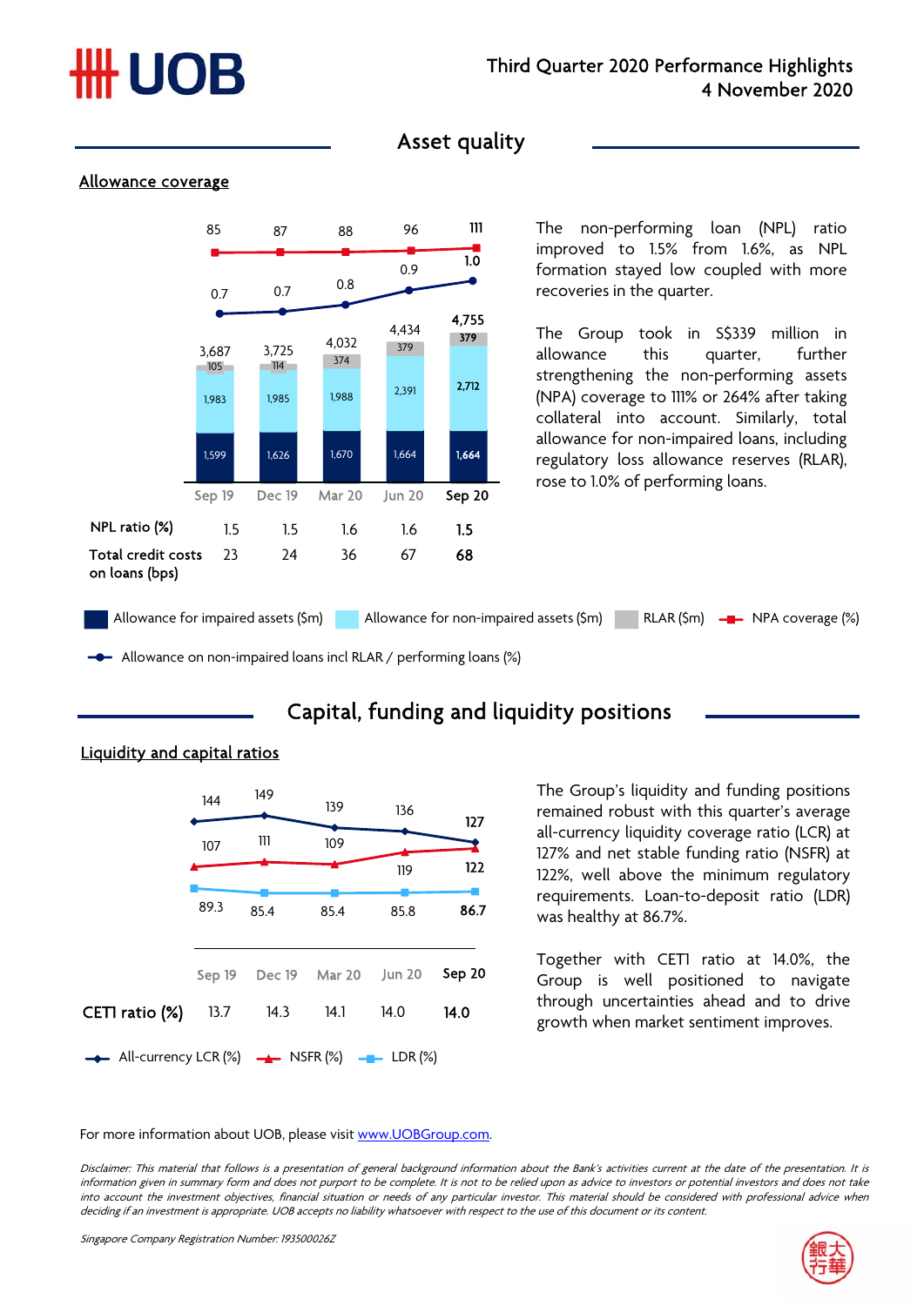## Asset quality

### Allowance coverage

| | Sep 19 | Dec 19 | Mar 20 | Jun 20 | Sep 20 |
|---|---|---|---|---|---|
| NPA coverage (%) | 85 | 87 | 88 | 96 | 111 |
| Allowance on non-impaired loans incl RLAR / performing loans (%) | 0.7 | 0.7 | 0.8 | 0.9 | 1.0 |
| Total allowance ($m) | 3,687 | 3,725 | 4,032 | 4,434 | 4,755 |
| RLAR ($m) | 105 | 114 | 374 | 379 | 379 |
| Allowance for non-impaired assets ($m) | 1,983 | 1,985 | 1,988 | 2,391 | 2,712 |
| Allowance for impaired assets ($m) | 1,599 | 1,626 | 1,670 | 1,664 | 1,664 |
| NPL ratio (%) | 1.5 | 1.5 | 1.6 | 1.6 | 1.5 |
| Total credit costs on loans (bps) | 23 | 24 | 36 | 67 | 68 |

The non-performing loan (NPL) ratio improved to 1.5% from 1.6%, as NPL formation stayed low coupled with more recoveries in the quarter.

The Group took in S$339 million in allowance this quarter, further strengthening the non-performing assets (NPA) coverage to 111% or 264% after taking collateral into account. Similarly, total allowance for non-impaired loans, including regulatory loss allowance reserves (RLAR), rose to 1.0% of performing loans.

## Capital, funding and liquidity positions

### Liquidity and capital ratios

| | Sep 19 | Dec 19 | Mar 20 | Jun 20 | Sep 20 |
|---|---|---|---|---|---|
| All-currency LCR (%) | 144 | 149 | 139 | 136 | 127 |
| NSFR (%) | 107 | 111 | 109 | 119 | 122 |
| LDR (%) | 89.3 | 85.4 | 85.4 | 85.8 | 86.7 |
| CET1 ratio (%) | 13.7 | 14.3 | 14.1 | 14.0 | 14.0 |

The Group's liquidity and funding positions remained robust with this quarter's average all-currency liquidity coverage ratio (LCR) at 127% and net stable funding ratio (NSFR) at 122%, well above the minimum regulatory requirements. Loan-to-deposit ratio (LDR) was healthy at 86.7%.

Together with CET1 ratio at 14.0%, the Group is well positioned to navigate through uncertainties ahead and to drive growth when market sentiment improves.

For more information about UOB, please visit www.UOBGroup.com.

*Disclaimer: This material that follows is a presentation of general background information about the Bank's activities current at the date of the presentation. It is information given in summary form and does not purport to be complete. It is not to be relied upon as advice to investors or potential investors and does not take into account the investment objectives, financial situation or needs of any particular investor. This material should be considered with professional advice when deciding if an investment is appropriate. UOB accepts no liability whatsoever with respect to the use of this document or its content.*

*Singapore Company Registration Number: 193500026Z*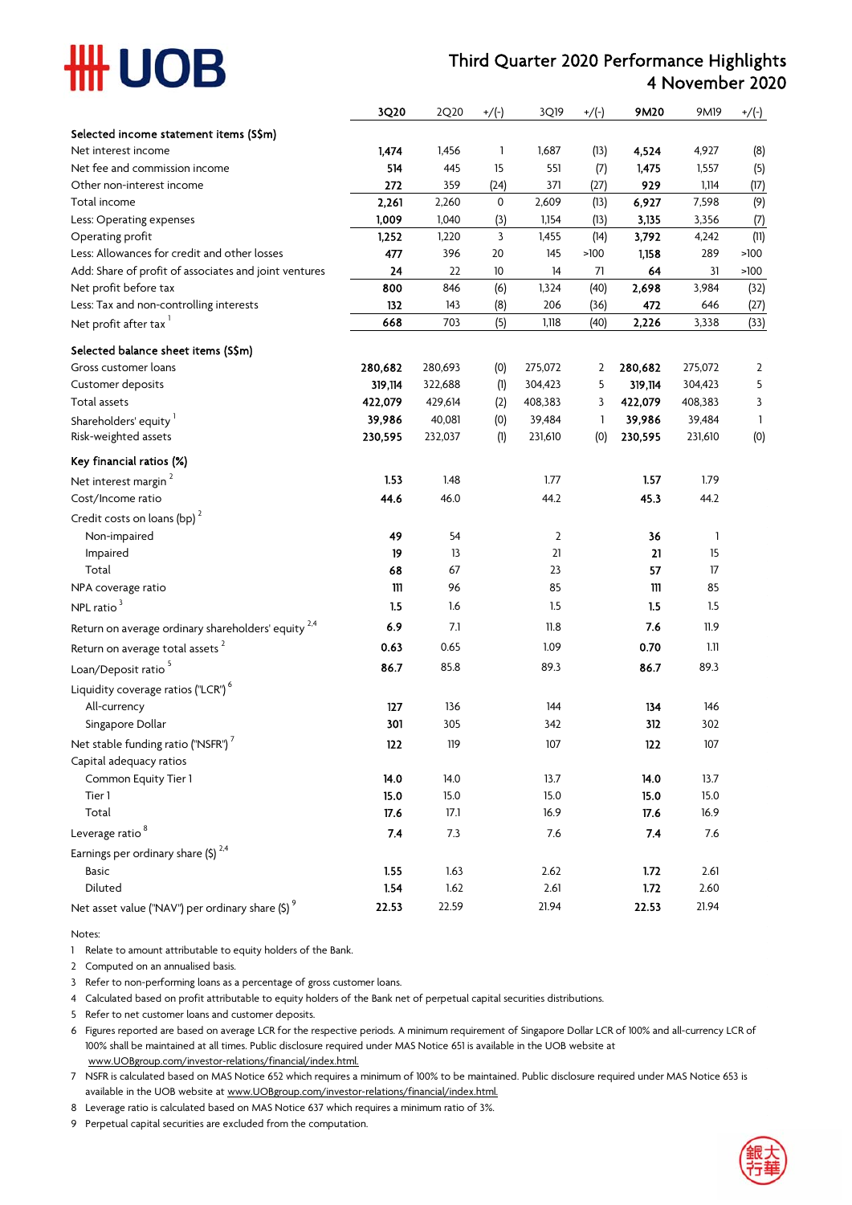# UOB

## Third Quarter 2020 Performance Highlights
## 4 November 2020

| | 3Q20 | 2Q20 | +/(-) | 3Q19 | +/(-) | 9M20 | 9M19 | +/(-) |
|---|---|---|---|---|---|---|---|---|
| **Selected income statement items (S$m)** | | | | | | | | |
| Net interest income | **1,474** | 1,456 | 1 | 1,687 | (13) | **4,524** | 4,927 | (8) |
| Net fee and commission income | **514** | 445 | 15 | 551 | (7) | **1,475** | 1,557 | (5) |
| Other non-interest income | **272** | 359 | (24) | 371 | (27) | **929** | 1,114 | (17) |
| Total income | **2,261** | 2,260 | 0 | 2,609 | (13) | **6,927** | 7,598 | (9) |
| Less: Operating expenses | **1,009** | 1,040 | (3) | 1,154 | (13) | **3,135** | 3,356 | (7) |
| Operating profit | **1,252** | 1,220 | 3 | 1,455 | (14) | **3,792** | 4,242 | (11) |
| Less: Allowances for credit and other losses | **477** | 396 | 20 | 145 | >100 | **1,158** | 289 | >100 |
| Add: Share of profit of associates and joint ventures | **24** | 22 | 10 | 14 | 71 | **64** | 31 | >100 |
| Net profit before tax | **800** | 846 | (6) | 1,324 | (40) | **2,698** | 3,984 | (32) |
| Less: Tax and non-controlling interests | **132** | 143 | (8) | 206 | (36) | **472** | 646 | (27) |
| Net profit after tax [1] | **668** | 703 | (5) | 1,118 | (40) | **2,226** | 3,338 | (33) |
| **Selected balance sheet items (S$m)** | | | | | | | | |
| Gross customer loans | **280,682** | 280,693 | (0) | 275,072 | 2 | **280,682** | 275,072 | 2 |
| Customer deposits | **319,114** | 322,688 | (1) | 304,423 | 5 | **319,114** | 304,423 | 5 |
| Total assets | **422,079** | 429,614 | (2) | 408,383 | 3 | **422,079** | 408,383 | 3 |
| Shareholders' equity [1] | **39,986** | 40,081 | (0) | 39,484 | 1 | **39,986** | 39,484 | 1 |
| Risk-weighted assets | **230,595** | 232,037 | (1) | 231,610 | (0) | **230,595** | 231,610 | (0) |
| **Key financial ratios (%)** | | | | | | | | |
| Net interest margin [2] | **1.53** | 1.48 | | 1.77 | | **1.57** | 1.79 | |
| Cost/Income ratio | **44.6** | 46.0 | | 44.2 | | **45.3** | 44.2 | |
| Credit costs on loans (bp) [2] | | | | | | | | |
| Non-impaired | **49** | 54 | | 2 | | **36** | 1 | |
| Impaired | **19** | 13 | | 21 | | **21** | 15 | |
| Total | **68** | 67 | | 23 | | **57** | 17 | |
| NPA coverage ratio | **111** | 96 | | 85 | | **111** | 85 | |
| NPL ratio [3] | **1.5** | 1.6 | | 1.5 | | **1.5** | 1.5 | |
| Return on average ordinary shareholders' equity [2,4] | **6.9** | 7.1 | | 11.8 | | **7.6** | 11.9 | |
| Return on average total assets [2] | **0.63** | 0.65 | | 1.09 | | **0.70** | 1.11 | |
| Loan/Deposit ratio [5] | **86.7** | 85.8 | | 89.3 | | **86.7** | 89.3 | |
| Liquidity coverage ratios ("LCR") [6] | | | | | | | | |
| All-currency | **127** | 136 | | 144 | | **134** | 146 | |
| Singapore Dollar | **301** | 305 | | 342 | | **312** | 302 | |
| Net stable funding ratio ("NSFR") [7] | **122** | 119 | | 107 | | **122** | 107 | |
| Capital adequacy ratios | | | | | | | | |
| Common Equity Tier 1 | **14.0** | 14.0 | | 13.7 | | **14.0** | 13.7 | |
| Tier 1 | **15.0** | 15.0 | | 15.0 | | **15.0** | 15.0 | |
| Total | **17.6** | 17.1 | | 16.9 | | **17.6** | 16.9 | |
| Leverage ratio [8] | **7.4** | 7.3 | | 7.6 | | **7.4** | 7.6 | |
| Earnings per ordinary share ($) [2,4] | | | | | | | | |
| Basic | **1.55** | 1.63 | | 2.62 | | **1.72** | 2.61 | |
| Diluted | **1.54** | 1.62 | | 2.61 | | **1.72** | 2.60 | |
| Net asset value ("NAV") per ordinary share ($) [9] | **22.53** | 22.59 | | 21.94 | | **22.53** | 21.94 | |

Notes:

1. Relate to amount attributable to equity holders of the Bank.
2. Computed on an annualised basis.
3. Refer to non-performing loans as a percentage of gross customer loans.
4. Calculated based on profit attributable to equity holders of the Bank net of perpetual capital securities distributions.
5. Refer to net customer loans and customer deposits.
6. Figures reported are based on average LCR for the respective periods. A minimum requirement of Singapore Dollar LCR of 100% and all-currency LCR of 100% shall be maintained at all times. Public disclosure required under MAS Notice 651 is available in the UOB website at www.UOBgroup.com/investor-relations/financial/index.html.
7. NSFR is calculated based on MAS Notice 652 which requires a minimum of 100% to be maintained. Public disclosure required under MAS Notice 653 is available in the UOB website at www.UOBgroup.com/investor-relations/financial/index.html.
8. Leverage ratio is calculated based on MAS Notice 637 which requires a minimum ratio of 3%.
9. Perpetual capital securities are excluded from the computation.